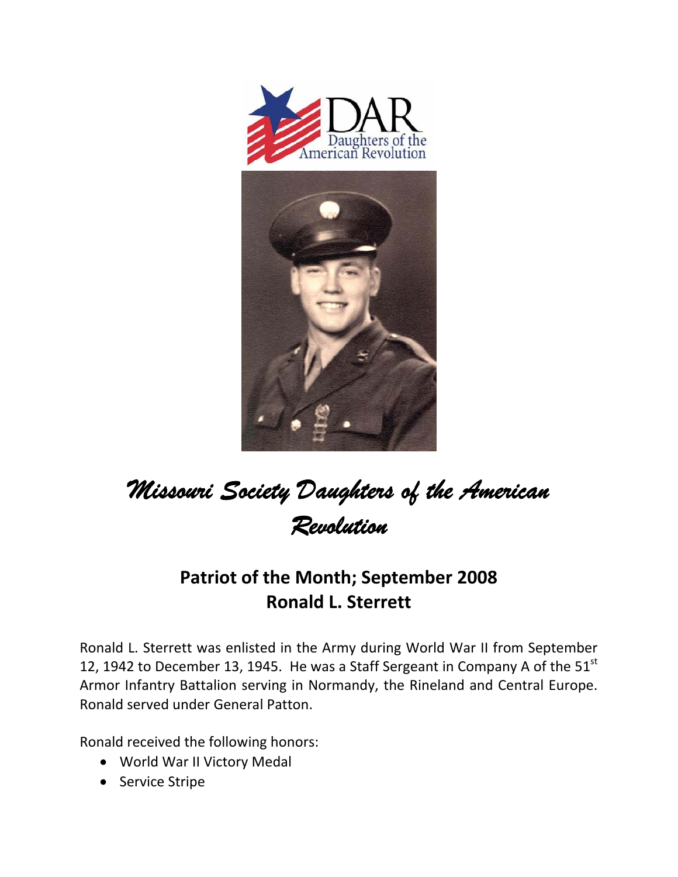# Missouri Society Daughters of the American Revolution

## Patriot of the Month; September 2008
## Ronald L. Sterrett

Ronald L. Sterrett was enlisted in the Army during World War II from September 12, 1942 to December 13, 1945. He was a Staff Sergeant in Company A of the 51st Armor Infantry Battalion serving in Normandy, the Rineland and Central Europe. Ronald served under General Patton.

Ronald received the following honors:

- World War II Victory Medal
- Service Stripe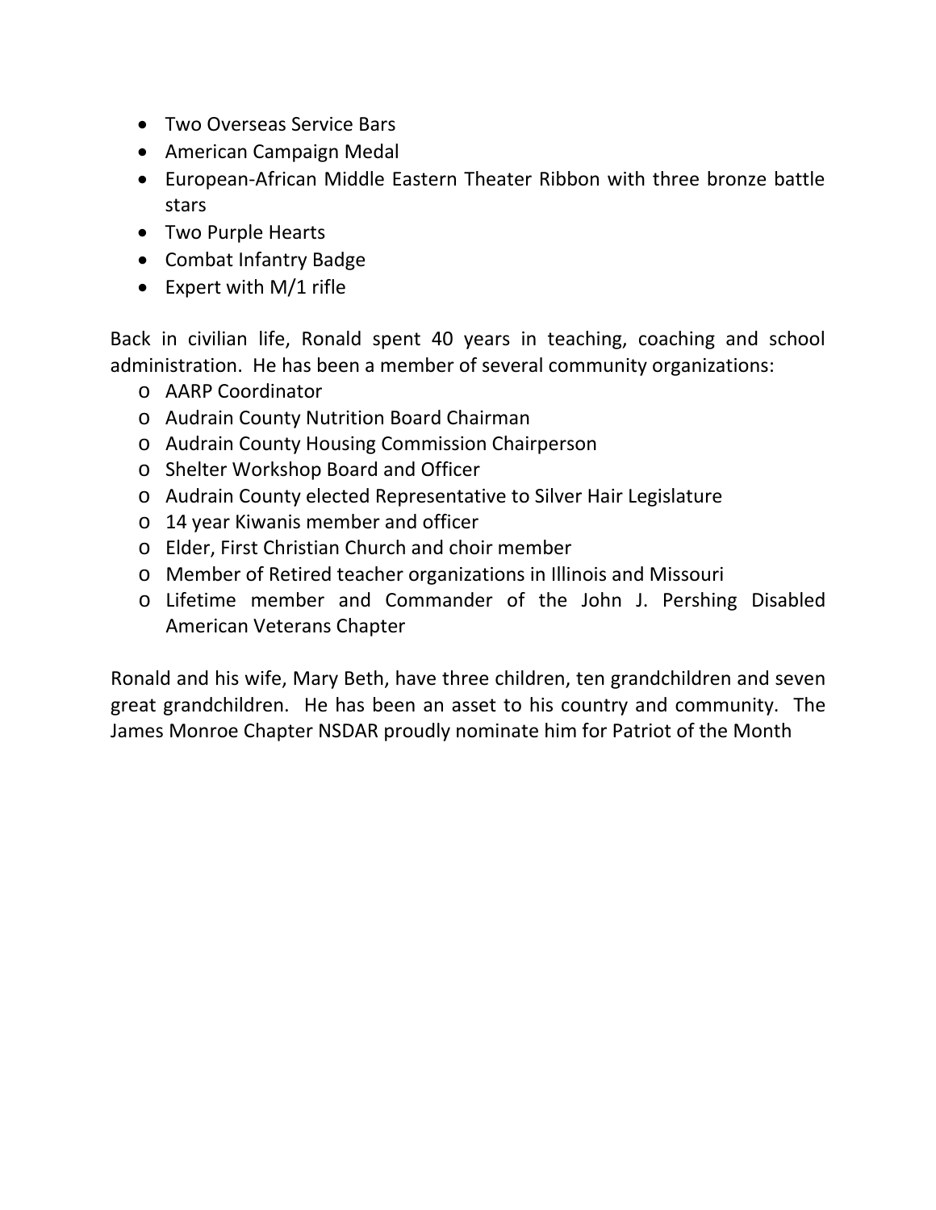- Two Overseas Service Bars
- American Campaign Medal
- European-African Middle Eastern Theater Ribbon with three bronze battle stars
- Two Purple Hearts
- Combat Infantry Badge
- Expert with M/1 rifle

Back in civilian life, Ronald spent 40 years in teaching, coaching and school administration. He has been a member of several community organizations:

- AARP Coordinator
- Audrain County Nutrition Board Chairman
- Audrain County Housing Commission Chairperson
- Shelter Workshop Board and Officer
- Audrain County elected Representative to Silver Hair Legislature
- 14 year Kiwanis member and officer
- Elder, First Christian Church and choir member
- Member of Retired teacher organizations in Illinois and Missouri
- Lifetime member and Commander of the John J. Pershing Disabled American Veterans Chapter

Ronald and his wife, Mary Beth, have three children, ten grandchildren and seven great grandchildren. He has been an asset to his country and community. The James Monroe Chapter NSDAR proudly nominate him for Patriot of the Month